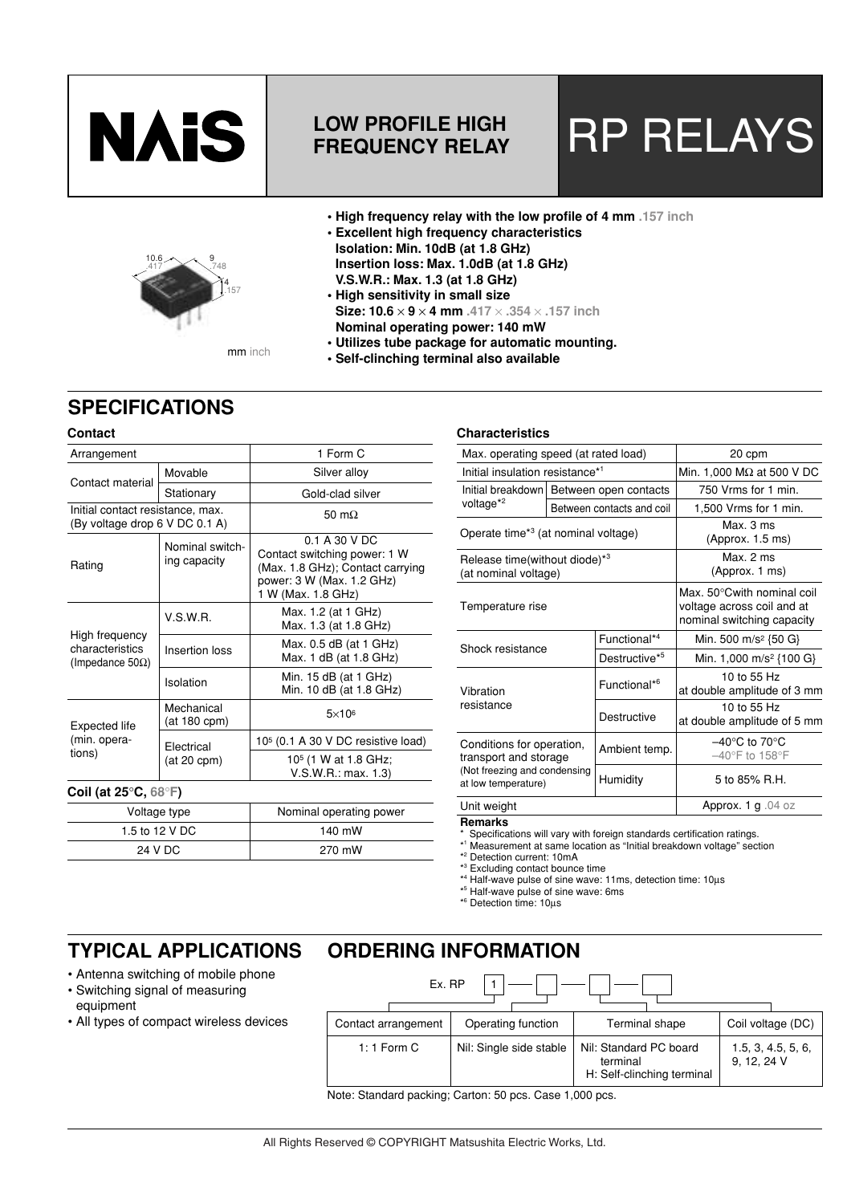# NAiS

## LOW PROFILE HIGH FREQUENCY RELAY

# RP RELAYS

10.6 .417 | 9 .748 | 4 .157

mm inch

- **High frequency relay with the low profile of 4 mm** .157 inch
- **Excellent high frequency characteristics**
  **Isolation: Min. 10dB (at 1.8 GHz)**
  **Insertion loss: Max. 1.0dB (at 1.8 GHz)**
  **V.S.W.R.: Max. 1.3 (at 1.8 GHz)**
- **High sensitivity in small size**
  **Size: 10.6 × 9 × 4 mm** .417 × .354 × .157 inch
  **Nominal operating power: 140 mW**
- **Utilizes tube package for automatic mounting.**
- **Self-clinching terminal also available**

## SPECIFICATIONS

### Contact

| Arrangement | | 1 Form C |
|---|---|---|
| Contact material | Movable | Silver alloy |
| | Stationary | Gold-clad silver |
| Initial contact resistance, max. (By voltage drop 6 V DC 0.1 A) | | 50 mΩ |
| Rating | Nominal switching capacity | 0.1 A 30 V DC Contact switching power: 1 W (Max. 1.8 GHz); Contact carrying power: 3 W (Max. 1.2 GHz) 1 W (Max. 1.8 GHz) |
| High frequency characteristics (Impedance 50Ω) | V.S.W.R. | Max. 1.2 (at 1 GHz) Max. 1.3 (at 1.8 GHz) |
| | Insertion loss | Max. 0.5 dB (at 1 GHz) Max. 1 dB (at 1.8 GHz) |
| | Isolation | Min. 15 dB (at 1 GHz) Min. 10 dB (at 1.8 GHz) |
| Expected life (min. operations) | Mechanical (at 180 cpm) | $5\times10^6$ |
| | Electrical (at 20 cpm) | $10^5$ (0.1 A 30 V DC resistive load) |
| | | $10^5$ (1 W at 1.8 GHz; V.S.W.R.: max. 1.3) |

### Coil (at 25°C, 68°F)

| Voltage type | Nominal operating power |
|---|---|
| 1.5 to 12 V DC | 140 mW |
| 24 V DC | 270 mW |

### Characteristics

| Max. operating speed (at rated load) | | 20 cpm |
|---|---|---|
| Initial insulation resistance*[1] | | Min. 1,000 MΩ at 500 V DC |
| Initial breakdown voltage*[2] | Between open contacts | 750 Vrms for 1 min. |
| | Between contacts and coil | 1,500 Vrms for 1 min. |
| Operate time*[3] (at nominal voltage) | | Max. 3 ms (Approx. 1.5 ms) |
| Release time(without diode)*[3] (at nominal voltage) | | Max. 2 ms (Approx. 1 ms) |
| Temperature rise | | Max. 50°Cwith nominal coil voltage across coil and at nominal switching capacity |
| Shock resistance | Functional*[4] | Min. 500 m/s² {50 G} |
| | Destructive*[5] | Min. 1,000 m/s² {100 G} |
| Vibration resistance | Functional*[6] | 10 to 55 Hz at double amplitude of 3 mm |
| | Destructive | 10 to 55 Hz at double amplitude of 5 mm |
| Conditions for operation, transport and storage (Not freezing and condensing at low temperature) | Ambient temp. | –40°C to 70°C –40°F to 158°F |
| | Humidity | 5 to 85% R.H. |
| Unit weight | | Approx. 1 g .04 oz |

**Remarks**

\* Specifications will vary with foreign standards certification ratings.
*[1] Measurement at same location as "Initial breakdown voltage" section
*[2] Detection current: 10mA
*[3] Excluding contact bounce time
*[4] Half-wave pulse of sine wave: 11ms, detection time: 10µs
*[5] Half-wave pulse of sine wave: 6ms
*[6] Detection time: 10µs

## TYPICAL APPLICATIONS

- Antenna switching of mobile phone
- Switching signal of measuring equipment
- All types of compact wireless devices

## ORDERING INFORMATION

Ex. RP [1] — [ ] — [ ] — [ ]

| Contact arrangement | Operating function | Terminal shape | Coil voltage (DC) |
|---|---|---|---|
| 1: 1 Form C | Nil: Single side stable | Nil: Standard PC board terminal<br>H: Self-clinching terminal | 1.5, 3, 4.5, 5, 6, 9, 12, 24 V |

Note: Standard packing; Carton: 50 pcs. Case 1,000 pcs.

All Rights Reserved © COPYRIGHT Matsushita Electric Works, Ltd.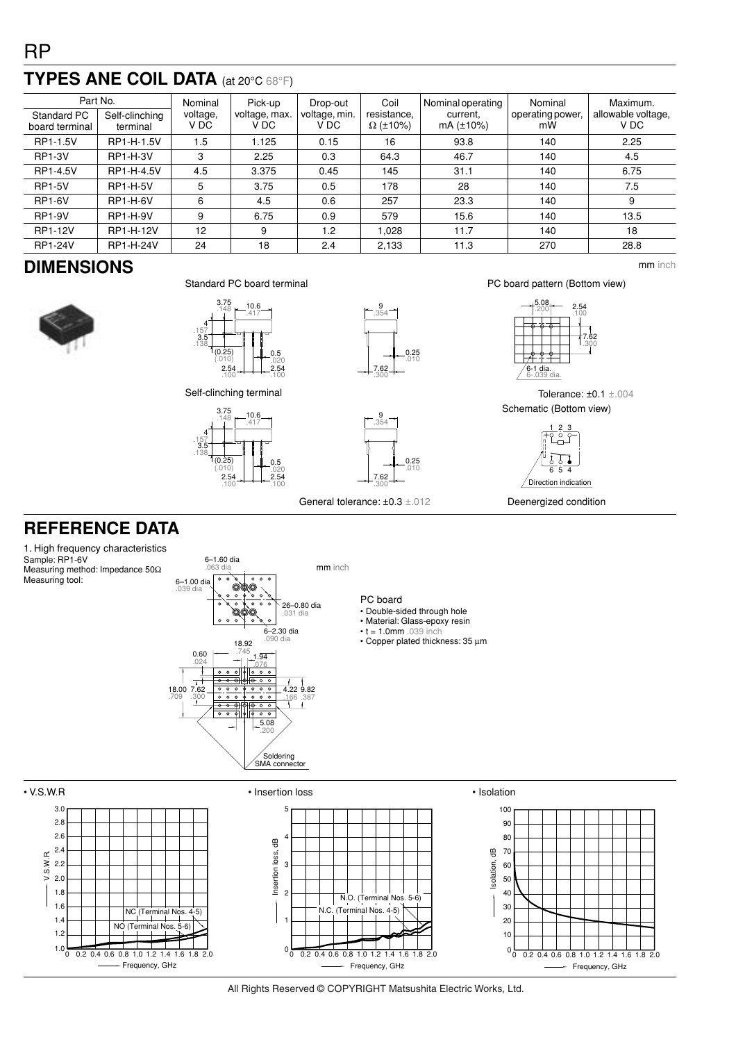# RP

## TYPES ANE COIL DATA (at 20°C 68°F)

| Part No. | | Nominal voltage, V DC | Pick-up voltage, max. V DC | Drop-out voltage, min. V DC | Coil resistance, Ω (±10%) | Nominal operating current, mA (±10%) | Nominal operating power, mW | Maximum. allowable voltage, V DC |
|---|---|---|---|---|---|---|---|---|
| Standard PC board terminal | Self-clinching terminal | | | | | | | |
| RP1-1.5V | RP1-H-1.5V | 1.5 | 1.125 | 0.15 | 16 | 93.8 | 140 | 2.25 |
| RP1-3V | RP1-H-3V | 3 | 2.25 | 0.3 | 64.3 | 46.7 | 140 | 4.5 |
| RP1-4.5V | RP1-H-4.5V | 4.5 | 3.375 | 0.45 | 145 | 31.1 | 140 | 6.75 |
| RP1-5V | RP1-H-5V | 5 | 3.75 | 0.5 | 178 | 28 | 140 | 7.5 |
| RP1-6V | RP1-H-6V | 6 | 4.5 | 0.6 | 257 | 23.3 | 140 | 9 |
| RP1-9V | RP1-H-9V | 9 | 6.75 | 0.9 | 579 | 15.6 | 140 | 13.5 |
| RP1-12V | RP1-H-12V | 12 | 9 | 1.2 | 1,028 | 11.7 | 140 | 18 |
| RP1-24V | RP1-H-24V | 24 | 18 | 2.4 | 2,133 | 11.3 | 270 | 28.8 |

## DIMENSIONS

mm inch

Standard PC board terminal

Self-clinching terminal

General tolerance: ±0.3 ±.012

PC board pattern (Bottom view)

Tolerance: ±0.1 ±.004

Schematic (Bottom view)

Deenergized condition

## REFERENCE DATA

1. High frequency characteristics
Sample: RP1-6V
Measuring method: Impedance 50Ω
Measuring tool:

PC board
- Double-sided through hole
- Material: Glass-epoxy resin
- t = 1.0mm .039 inch
- Copper plated thickness: 35 µm

• V.S.W.R

• Insertion loss

• Isolation

All Rights Reserved © COPYRIGHT Matsushita Electric Works, Ltd.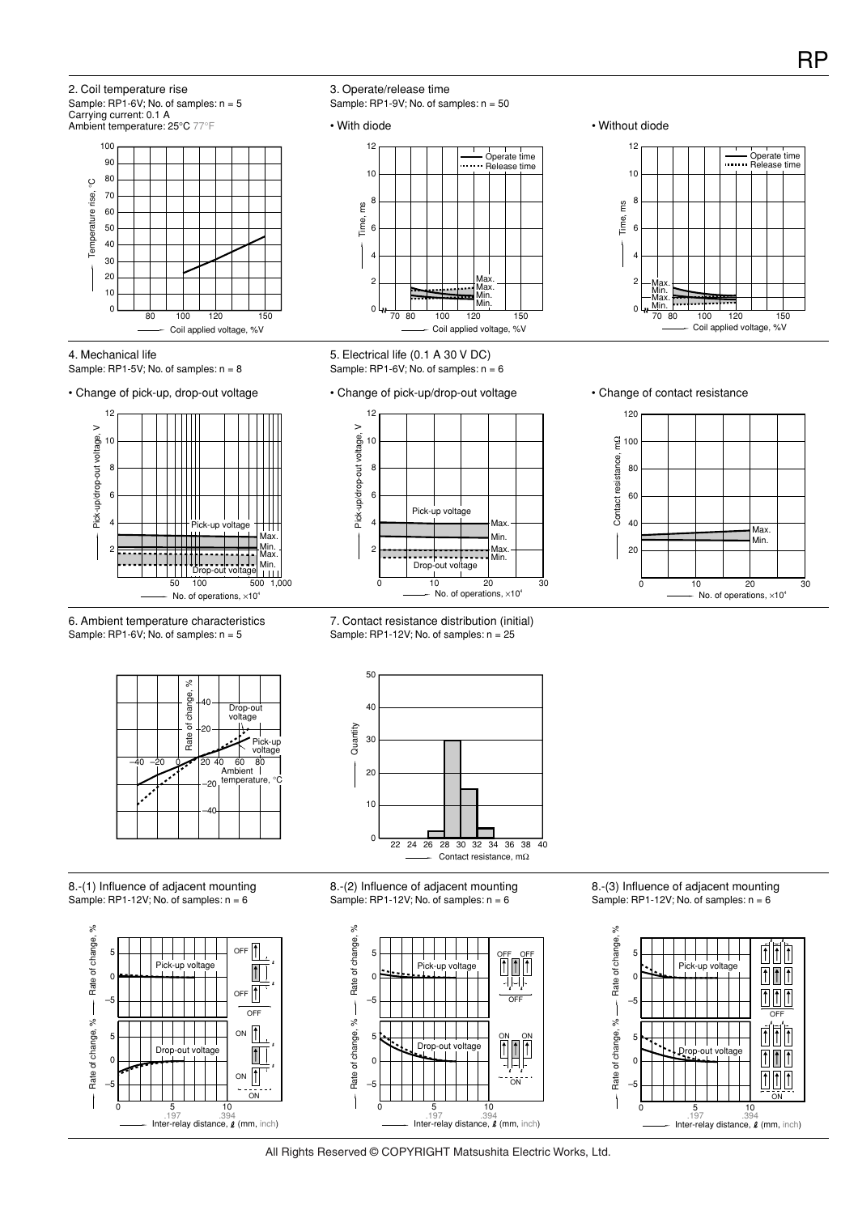## 2. Coil temperature rise

Sample: RP1-6V; No. of samples: n = 5
Carrying current: 0.1 A
Ambient temperature: 25°C 77°F

Temperature rise, °C

Coil applied voltage, %V

## 3. Operate/release time

Sample: RP1-9V; No. of samples: n = 50

• With diode

• Without diode

Operate time
Release time

Time, ms

Coil applied voltage, %V

## 4. Mechanical life

Sample: RP1-5V; No. of samples: n = 8

• Change of pick-up, drop-out voltage

Pick-up/drop-out voltage, V

Pick-up voltage
Drop-out voltage

No. of operations, $\times 10^4$

## 5. Electrical life (0.1 A 30 V DC)

Sample: RP1-6V; No. of samples: n = 6

• Change of pick-up/drop-out voltage

Pick-up/drop-out voltage, V

No. of operations, $\times 10^4$

• Change of contact resistance

Contact resistance, mΩ

No. of operations, $\times 10^4$

## 6. Ambient temperature characteristics

Sample: RP1-6V; No. of samples: n = 5

Rate of change, %

Drop-out voltage
Pick-up voltage

Ambient temperature, °C

## 7. Contact resistance distribution (initial)

Sample: RP1-12V; No. of samples: n = 25

Quantity

Contact resistance, mΩ

## 8.-(1) Influence of adjacent mounting

Sample: RP1-12V; No. of samples: n = 6

## 8.-(2) Influence of adjacent mounting

Sample: RP1-12V; No. of samples: n = 6

## 8.-(3) Influence of adjacent mounting

Sample: RP1-12V; No. of samples: n = 6

Rate of change, %

Pick-up voltage
Drop-out voltage

Inter-relay distance, ℓ (mm, inch)

All Rights Reserved © COPYRIGHT Matsushita Electric Works, Ltd.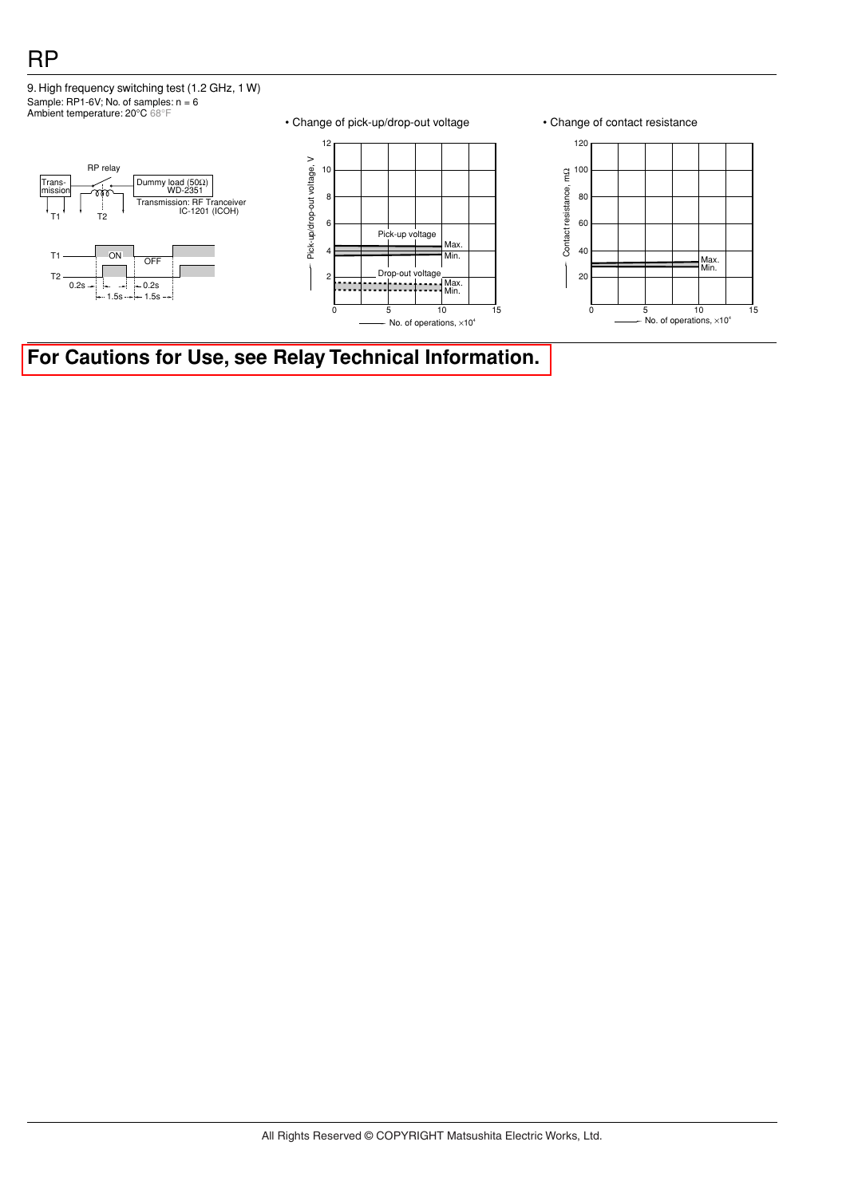9. High frequency switching test (1.2 GHz, 1 W)
Sample: RP1-6V; No. of samples: n = 6
Ambient temperature: 20°C 68°F

RP relay
Trans-mission
Dummy load (50Ω) WD-2351
Transmission: RF Tranceiver IC-1201 (ICOH)
T1
T2

T1 ON OFF
T2
0.2s 0.2s
1.5s 1.5s

• Change of pick-up/drop-out voltage

Pick-up/drop-out voltage, V
12
10
8
6
4
2
0
5
10
15
No. of operations, ×10^4
Pick-up voltage
Max.
Min.
Drop-out voltage
Max.
Min.

• Change of contact resistance

Contact resistance, mΩ
120
100
80
60
40
20
0
5
10
15
No. of operations, ×10^4
Max.
Min.

## For Cautions for Use, see Relay Technical Information.